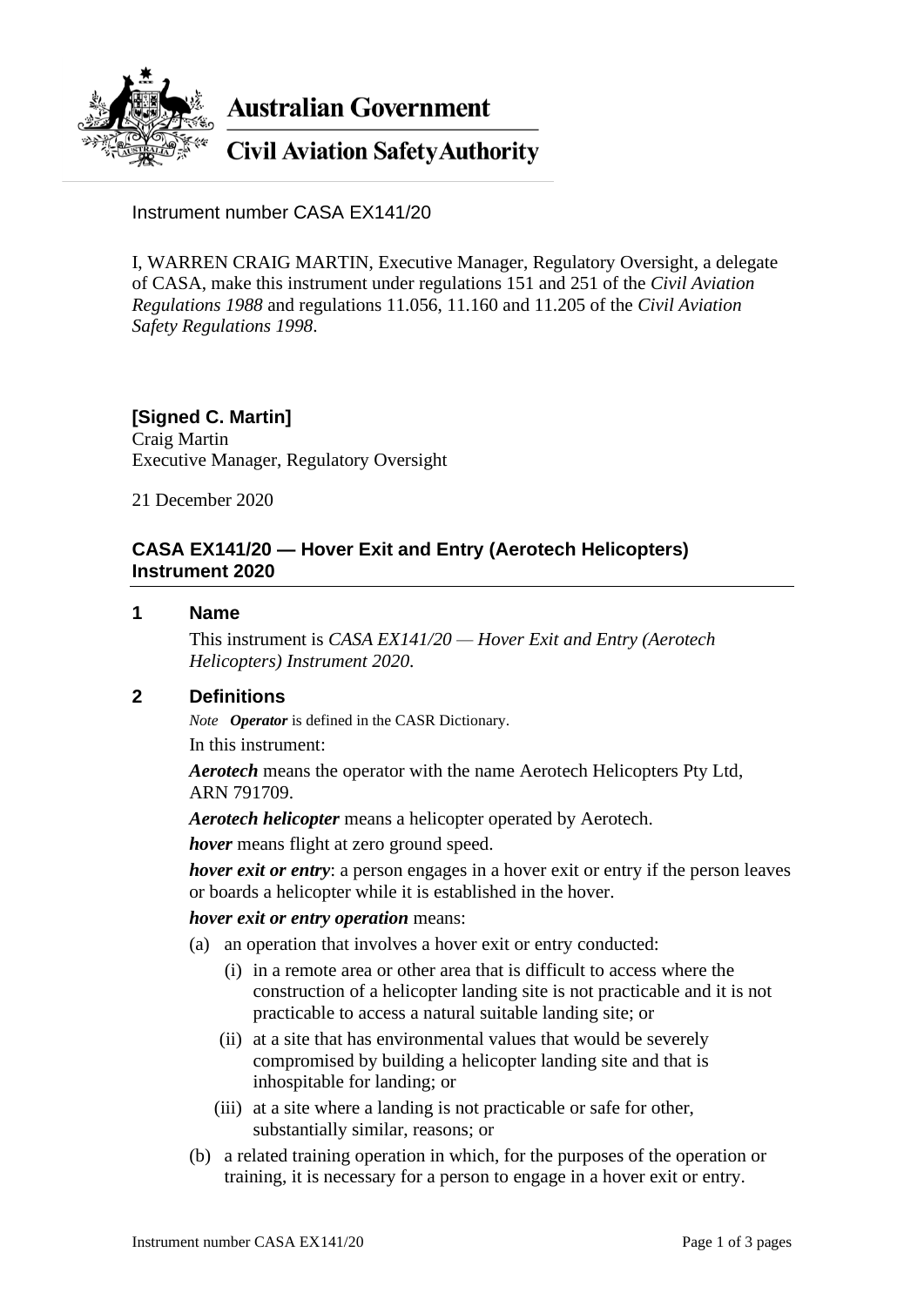**Australian Government**

**Civil Aviation Safety Authority**

Instrument number CASA EX141/20

I, WARREN CRAIG MARTIN, Executive Manager, Regulatory Oversight, a delegate of CASA, make this instrument under regulations 151 and 251 of the *Civil Aviation Regulations 1988* and regulations 11.056, 11.160 and 11.205 of the *Civil Aviation Safety Regulations 1998*.

**[Signed C. Martin]**
Craig Martin
Executive Manager, Regulatory Oversight

21 December 2020

## CASA EX141/20 — Hover Exit and Entry (Aerotech Helicopters) Instrument 2020

### 1 Name

This instrument is *CASA EX141/20 — Hover Exit and Entry (Aerotech Helicopters) Instrument 2020*.

### 2 Definitions

*Note* ***Operator*** is defined in the CASR Dictionary.

In this instrument:

***Aerotech*** means the operator with the name Aerotech Helicopters Pty Ltd, ARN 791709.

***Aerotech helicopter*** means a helicopter operated by Aerotech.

***hover*** means flight at zero ground speed.

***hover exit or entry***: a person engages in a hover exit or entry if the person leaves or boards a helicopter while it is established in the hover.

***hover exit or entry operation*** means:

(a) an operation that involves a hover exit or entry conducted:

  (i) in a remote area or other area that is difficult to access where the construction of a helicopter landing site is not practicable and it is not practicable to access a natural suitable landing site; or

  (ii) at a site that has environmental values that would be severely compromised by building a helicopter landing site and that is inhospitable for landing; or

  (iii) at a site where a landing is not practicable or safe for other, substantially similar, reasons; or

(b) a related training operation in which, for the purposes of the operation or training, it is necessary for a person to engage in a hover exit or entry.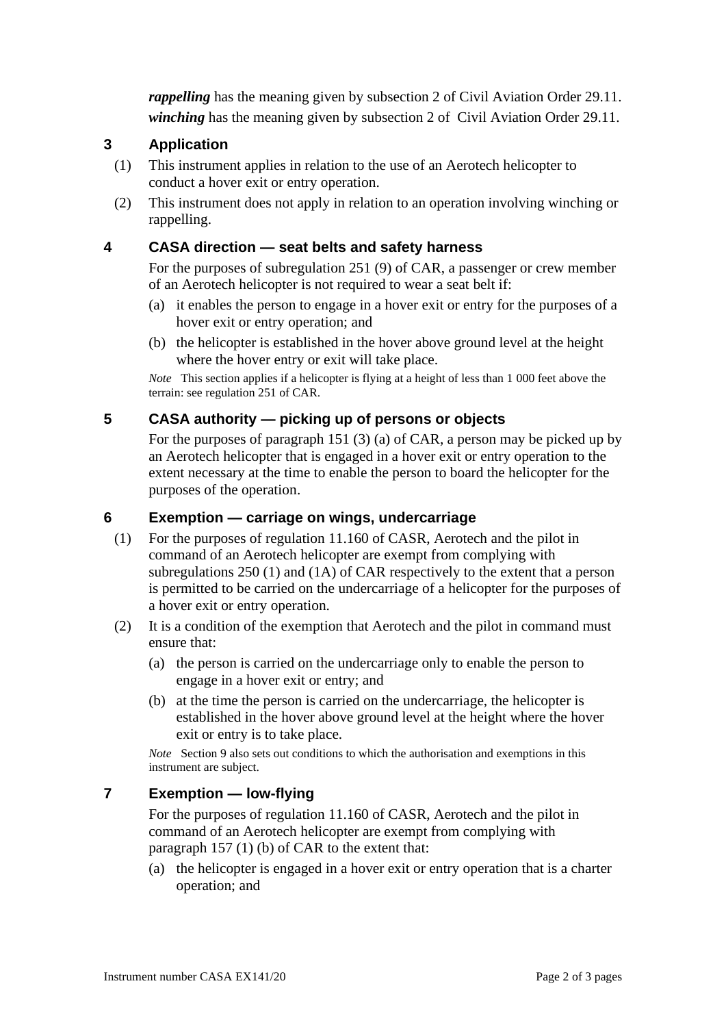***rappelling*** has the meaning given by subsection 2 of Civil Aviation Order 29.11.

***winching*** has the meaning given by subsection 2 of Civil Aviation Order 29.11.

## 3 Application

(1) This instrument applies in relation to the use of an Aerotech helicopter to conduct a hover exit or entry operation.

(2) This instrument does not apply in relation to an operation involving winching or rappelling.

## 4 CASA direction — seat belts and safety harness

For the purposes of subregulation 251 (9) of CAR, a passenger or crew member of an Aerotech helicopter is not required to wear a seat belt if:

(a) it enables the person to engage in a hover exit or entry for the purposes of a hover exit or entry operation; and

(b) the helicopter is established in the hover above ground level at the height where the hover entry or exit will take place.

*Note* This section applies if a helicopter is flying at a height of less than 1 000 feet above the terrain: see regulation 251 of CAR.

## 5 CASA authority — picking up of persons or objects

For the purposes of paragraph 151 (3) (a) of CAR, a person may be picked up by an Aerotech helicopter that is engaged in a hover exit or entry operation to the extent necessary at the time to enable the person to board the helicopter for the purposes of the operation.

## 6 Exemption — carriage on wings, undercarriage

(1) For the purposes of regulation 11.160 of CASR, Aerotech and the pilot in command of an Aerotech helicopter are exempt from complying with subregulations 250 (1) and (1A) of CAR respectively to the extent that a person is permitted to be carried on the undercarriage of a helicopter for the purposes of a hover exit or entry operation.

(2) It is a condition of the exemption that Aerotech and the pilot in command must ensure that:

(a) the person is carried on the undercarriage only to enable the person to engage in a hover exit or entry; and

(b) at the time the person is carried on the undercarriage, the helicopter is established in the hover above ground level at the height where the hover exit or entry is to take place.

*Note* Section 9 also sets out conditions to which the authorisation and exemptions in this instrument are subject.

## 7 Exemption — low-flying

For the purposes of regulation 11.160 of CASR, Aerotech and the pilot in command of an Aerotech helicopter are exempt from complying with paragraph 157 (1) (b) of CAR to the extent that:

(a) the helicopter is engaged in a hover exit or entry operation that is a charter operation; and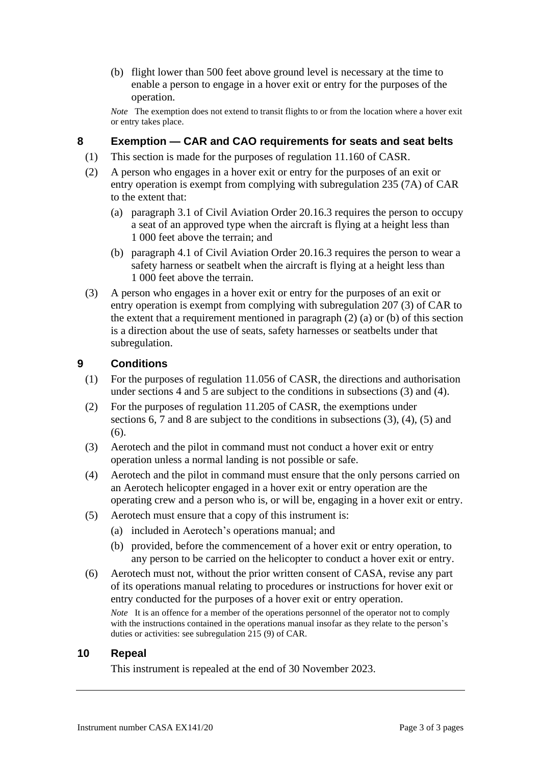(b) flight lower than 500 feet above ground level is necessary at the time to enable a person to engage in a hover exit or entry for the purposes of the operation.

*Note* The exemption does not extend to transit flights to or from the location where a hover exit or entry takes place.

## 8 Exemption — CAR and CAO requirements for seats and seat belts

(1) This section is made for the purposes of regulation 11.160 of CASR.

(2) A person who engages in a hover exit or entry for the purposes of an exit or entry operation is exempt from complying with subregulation 235 (7A) of CAR to the extent that:

(a) paragraph 3.1 of Civil Aviation Order 20.16.3 requires the person to occupy a seat of an approved type when the aircraft is flying at a height less than 1 000 feet above the terrain; and

(b) paragraph 4.1 of Civil Aviation Order 20.16.3 requires the person to wear a safety harness or seatbelt when the aircraft is flying at a height less than 1 000 feet above the terrain.

(3) A person who engages in a hover exit or entry for the purposes of an exit or entry operation is exempt from complying with subregulation 207 (3) of CAR to the extent that a requirement mentioned in paragraph (2) (a) or (b) of this section is a direction about the use of seats, safety harnesses or seatbelts under that subregulation.

## 9 Conditions

(1) For the purposes of regulation 11.056 of CASR, the directions and authorisation under sections 4 and 5 are subject to the conditions in subsections (3) and (4).

(2) For the purposes of regulation 11.205 of CASR, the exemptions under sections 6, 7 and 8 are subject to the conditions in subsections (3), (4), (5) and (6).

(3) Aerotech and the pilot in command must not conduct a hover exit or entry operation unless a normal landing is not possible or safe.

(4) Aerotech and the pilot in command must ensure that the only persons carried on an Aerotech helicopter engaged in a hover exit or entry operation are the operating crew and a person who is, or will be, engaging in a hover exit or entry.

(5) Aerotech must ensure that a copy of this instrument is:

(a) included in Aerotech's operations manual; and

(b) provided, before the commencement of a hover exit or entry operation, to any person to be carried on the helicopter to conduct a hover exit or entry.

(6) Aerotech must not, without the prior written consent of CASA, revise any part of its operations manual relating to procedures or instructions for hover exit or entry conducted for the purposes of a hover exit or entry operation.

*Note* It is an offence for a member of the operations personnel of the operator not to comply with the instructions contained in the operations manual insofar as they relate to the person's duties or activities: see subregulation 215 (9) of CAR.

## 10 Repeal

This instrument is repealed at the end of 30 November 2023.